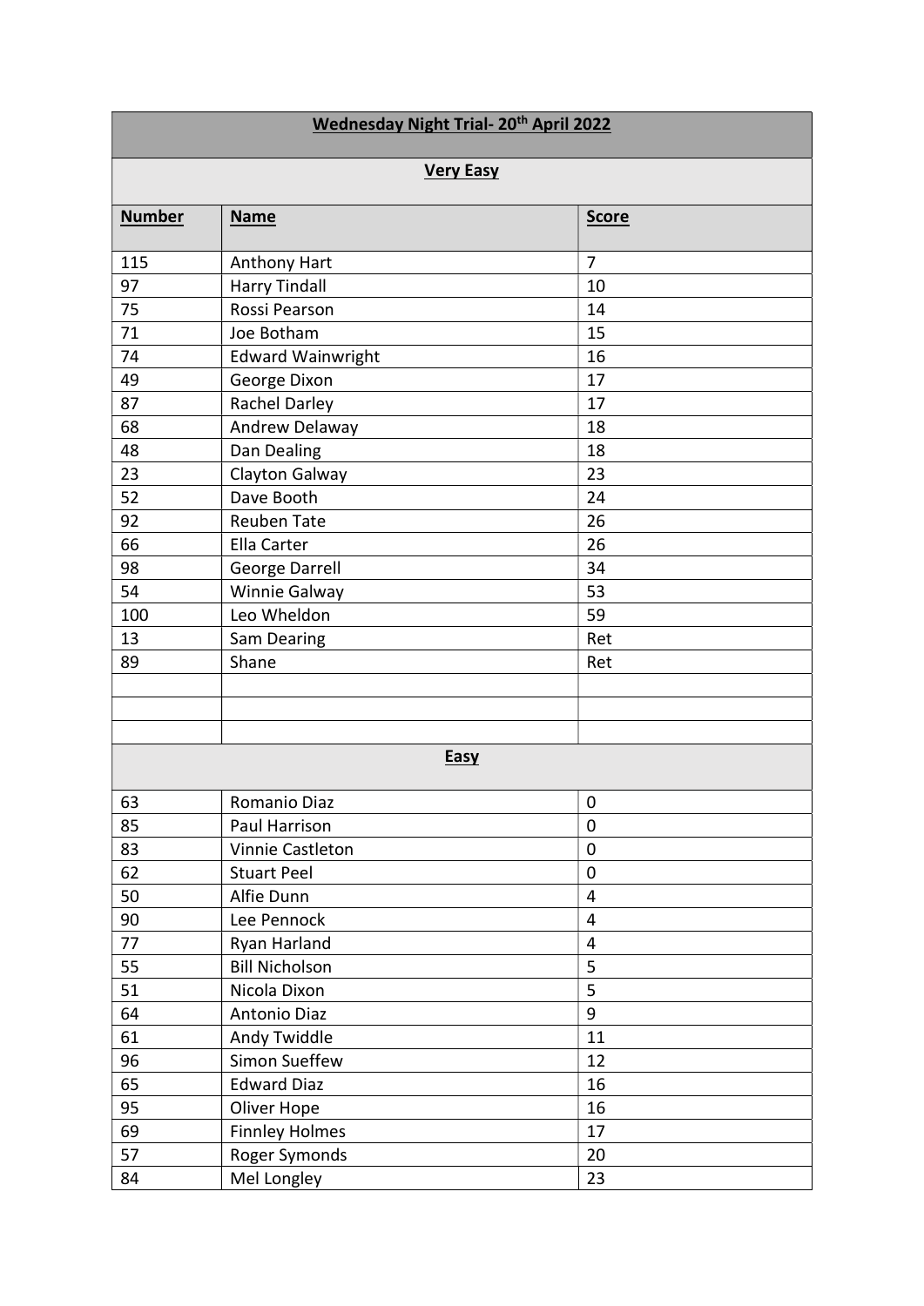| Wednesday Night Trial- 20th April 2022 | | |
|---|---|---|
| **Very Easy** | | |
| **Number** | **Name** | **Score** |
| 115 | Anthony Hart | 7 |
| 97 | Harry Tindall | 10 |
| 75 | Rossi Pearson | 14 |
| 71 | Joe Botham | 15 |
| 74 | Edward Wainwright | 16 |
| 49 | George Dixon | 17 |
| 87 | Rachel Darley | 17 |
| 68 | Andrew Delaway | 18 |
| 48 | Dan Dealing | 18 |
| 23 | Clayton Galway | 23 |
| 52 | Dave Booth | 24 |
| 92 | Reuben Tate | 26 |
| 66 | Ella Carter | 26 |
| 98 | George Darrell | 34 |
| 54 | Winnie Galway | 53 |
| 100 | Leo Wheldon | 59 |
| 13 | Sam Dearing | Ret |
| 89 | Shane | Ret |
| | | |
| | | |
| | | |
| **Easy** | | |
| 63 | Romanio Diaz | 0 |
| 85 | Paul Harrison | 0 |
| 83 | Vinnie Castleton | 0 |
| 62 | Stuart Peel | 0 |
| 50 | Alfie Dunn | 4 |
| 90 | Lee Pennock | 4 |
| 77 | Ryan Harland | 4 |
| 55 | Bill Nicholson | 5 |
| 51 | Nicola Dixon | 5 |
| 64 | Antonio Diaz | 9 |
| 61 | Andy Twiddle | 11 |
| 96 | Simon Sueffew | 12 |
| 65 | Edward Diaz | 16 |
| 95 | Oliver Hope | 16 |
| 69 | Finnley Holmes | 17 |
| 57 | Roger Symonds | 20 |
| 84 | Mel Longley | 23 |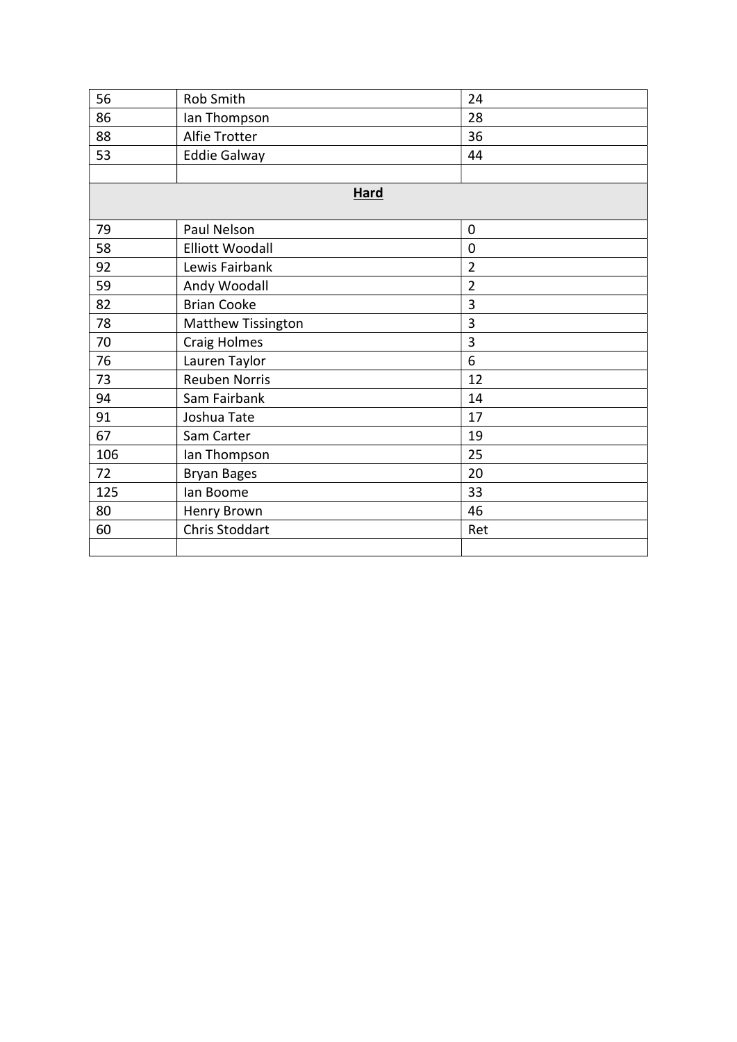| | | |
|---|---|---|
| 56 | Rob Smith | 24 |
| 86 | Ian Thompson | 28 |
| 88 | Alfie Trotter | 36 |
| 53 | Eddie Galway | 44 |
| | | |
| **Hard** | | |
| 79 | Paul Nelson | 0 |
| 58 | Elliott Woodall | 0 |
| 92 | Lewis Fairbank | 2 |
| 59 | Andy Woodall | 2 |
| 82 | Brian Cooke | 3 |
| 78 | Matthew Tissington | 3 |
| 70 | Craig Holmes | 3 |
| 76 | Lauren Taylor | 6 |
| 73 | Reuben Norris | 12 |
| 94 | Sam Fairbank | 14 |
| 91 | Joshua Tate | 17 |
| 67 | Sam Carter | 19 |
| 106 | Ian Thompson | 25 |
| 72 | Bryan Bages | 20 |
| 125 | Ian Boome | 33 |
| 80 | Henry Brown | 46 |
| 60 | Chris Stoddart | Ret |
| | | |